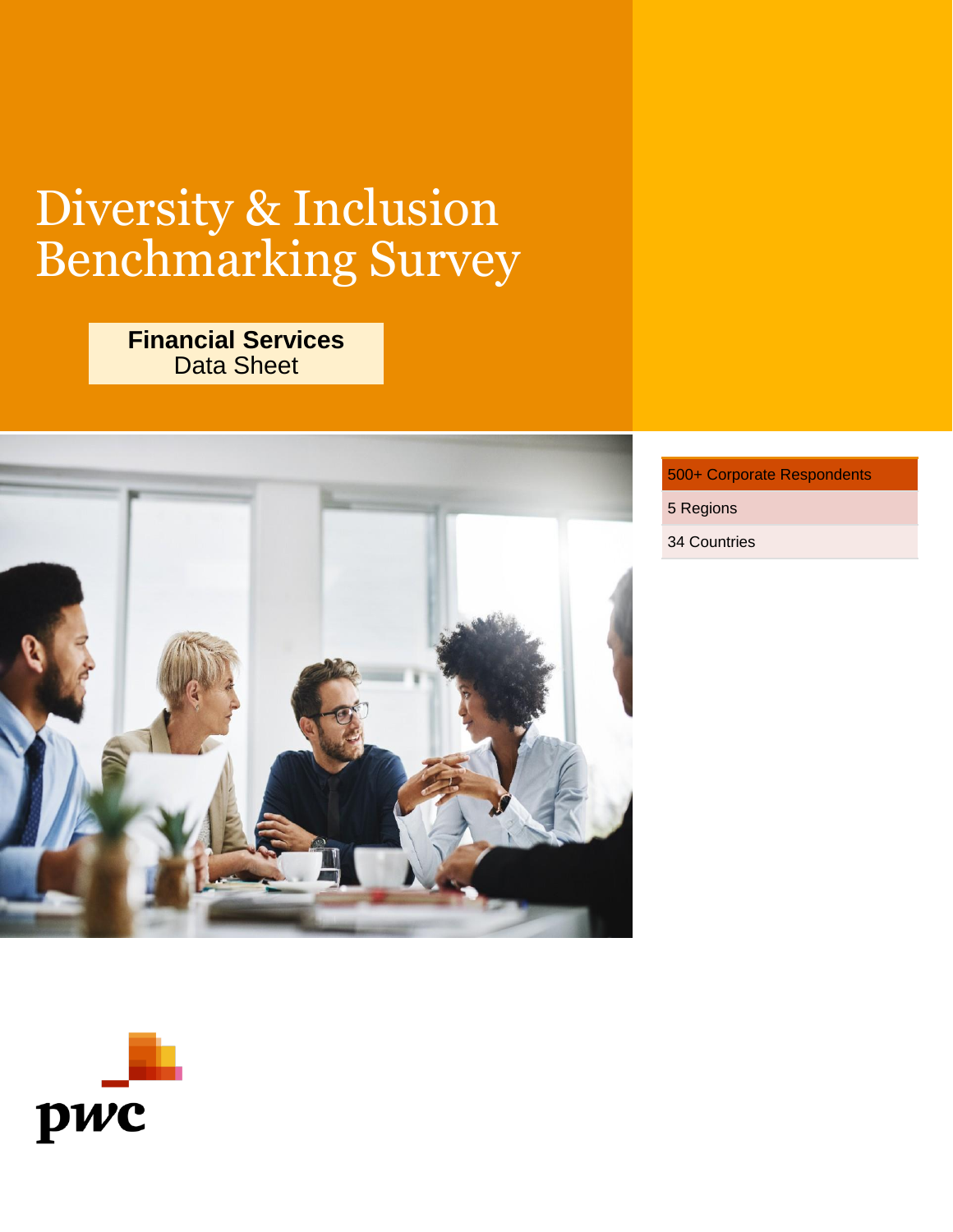# Diversity & Inclusion Benchmarking Survey

**Financial Services**
Data Sheet

| 500+ Corporate Respondents |
| --- |
| 5 Regions |
| 34 Countries |

pwc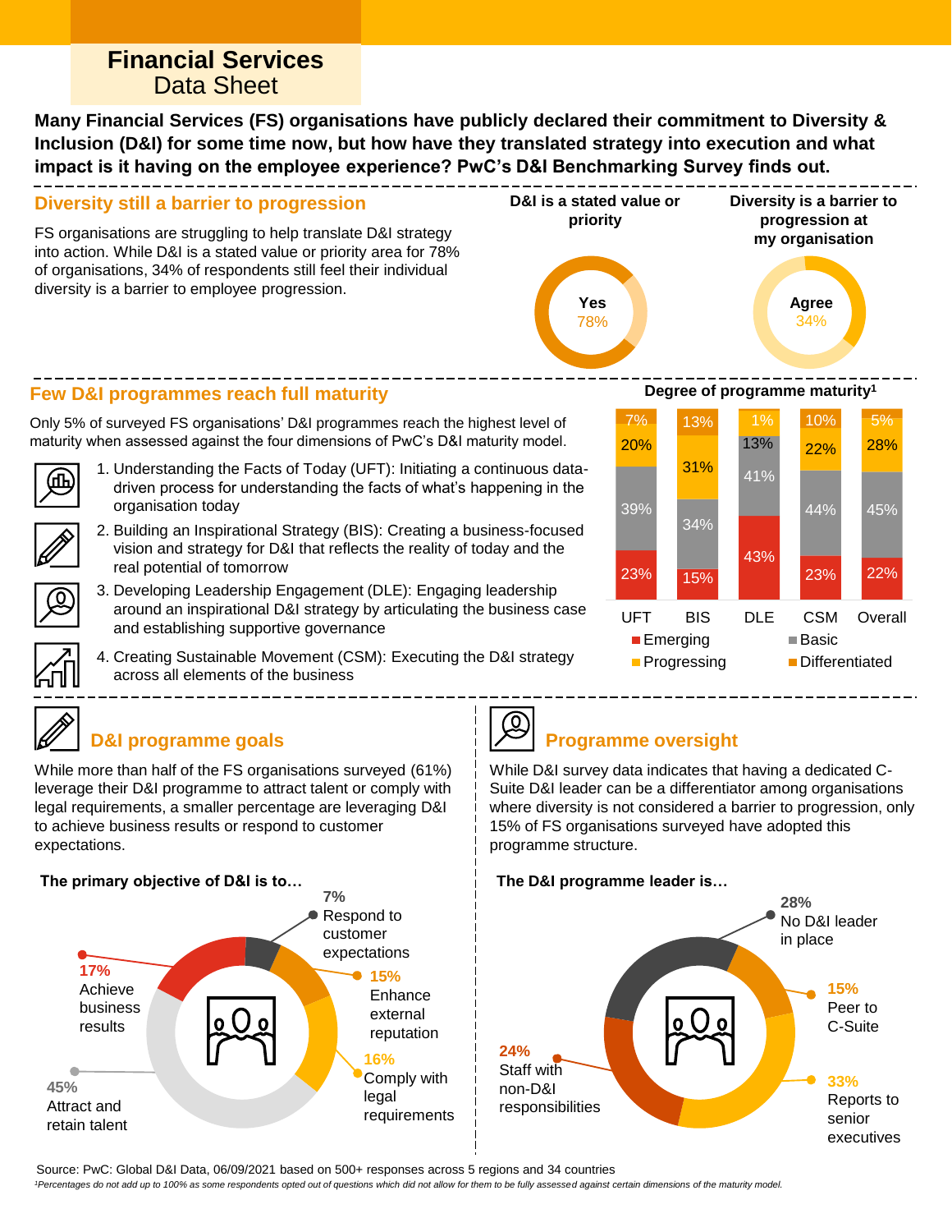# Financial Services Data Sheet

**Many Financial Services (FS) organisations have publicly declared their commitment to Diversity & Inclusion (D&I) for some time now, but how have they translated strategy into execution and what impact is it having on the employee experience? PwC's D&I Benchmarking Survey finds out.**

## Diversity still a barrier to progression

FS organisations are struggling to help translate D&I strategy into action. While D&I is a stated value or priority area for 78% of organisations, 34% of respondents still feel their individual diversity is a barrier to employee progression.

**D&I is a stated value or priority**

Yes 78%

**Diversity is a barrier to progression at my organisation**

Agree 34%

## Few D&I programmes reach full maturity

Only 5% of surveyed FS organisations' D&I programmes reach the highest level of maturity when assessed against the four dimensions of PwC's D&I maturity model.

1. Understanding the Facts of Today (UFT): Initiating a continuous data-driven process for understanding the facts of what's happening in the organisation today
2. Building an Inspirational Strategy (BIS): Creating a business-focused vision and strategy for D&I that reflects the reality of today and the real potential of tomorrow
3. Developing Leadership Engagement (DLE): Engaging leadership around an inspirational D&I strategy by articulating the business case and establishing supportive governance
4. Creating Sustainable Movement (CSM): Executing the D&I strategy across all elements of the business

**Degree of programme maturity[1]**

| | UFT | BIS | DLE | CSM | Overall |
|---|---|---|---|---|---|
| Emerging | 23% | 15% | 43% | 23% | 22% |
| Basic | 39% | 34% | 41% | 44% | 45% |
| Progressing | 20% | 31% | 13% | 22% | 28% |
| Differentiated | 7% | 13% | 1% | 10% | 5% |

## D&I programme goals

While more than half of the FS organisations surveyed (61%) leverage their D&I programme to attract talent or comply with legal requirements, a smaller percentage are leveraging D&I to achieve business results or respond to customer expectations.

**The primary objective of D&I is to…**

- 45% Attract and retain talent
- 17% Achieve business results
- 7% Respond to customer expectations
- 15% Enhance external reputation
- 16% Comply with legal requirements

## Programme oversight

While D&I survey data indicates that having a dedicated C-Suite D&I leader can be a differentiator among organisations where diversity is not considered a barrier to progression, only 15% of FS organisations surveyed have adopted this programme structure.

**The D&I programme leader is…**

- 28% No D&I leader in place
- 15% Peer to C-Suite
- 33% Reports to senior executives
- 24% Staff with non-D&I responsibilities

Source: PwC: Global D&I Data, 06/09/2021 based on 500+ responses across 5 regions and 34 countries

*[1]Percentages do not add up to 100% as some respondents opted out of questions which did not allow for them to be fully assessed against certain dimensions of the maturity model.*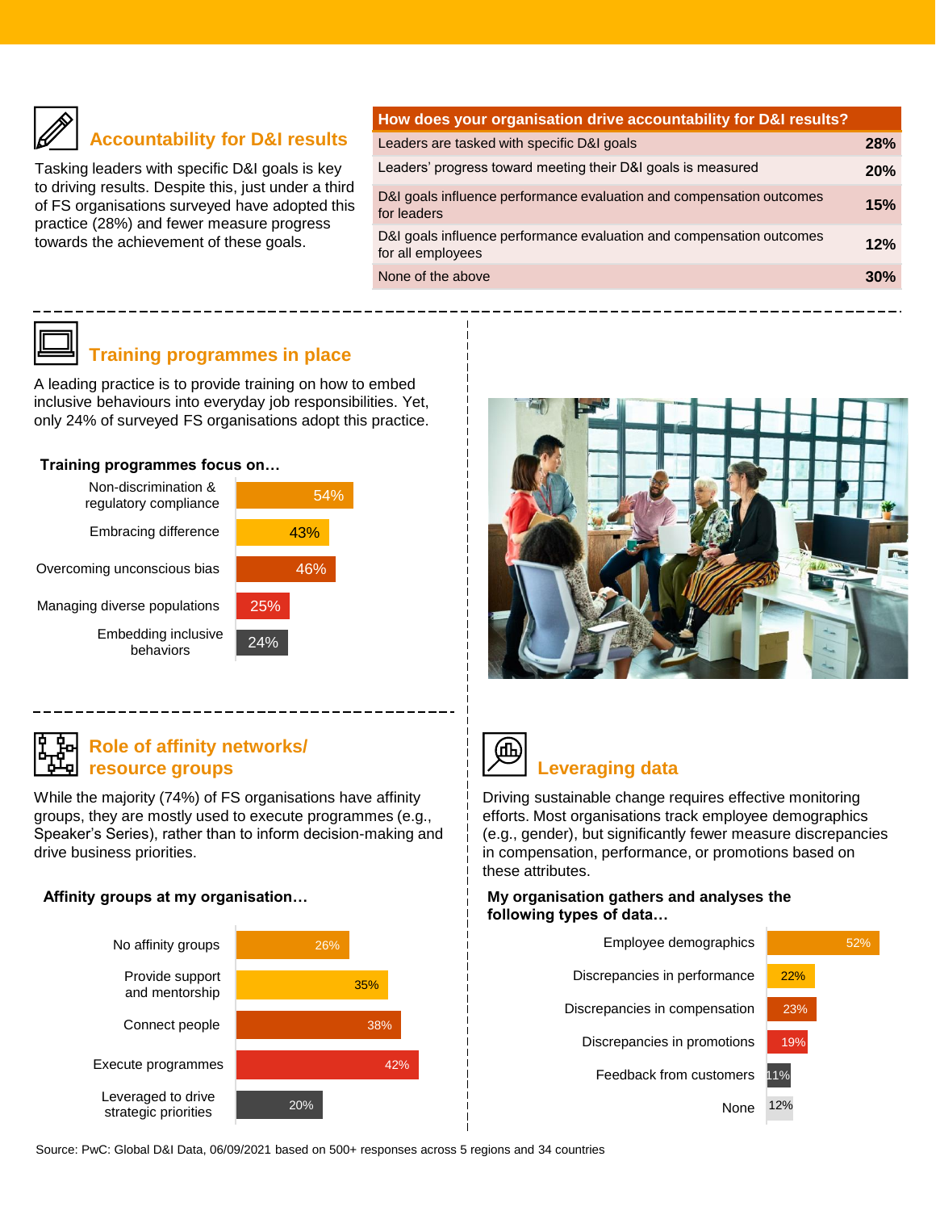## Accountability for D&I results

Tasking leaders with specific D&I goals is key to driving results. Despite this, just under a third of FS organisations surveyed have adopted this practice (28%) and fewer measure progress towards the achievement of these goals.

| How does your organisation drive accountability for D&I results? | |
|---|---|
| Leaders are tasked with specific D&I goals | 28% |
| Leaders' progress toward meeting their D&I goals is measured | 20% |
| D&I goals influence performance evaluation and compensation outcomes for leaders | 15% |
| D&I goals influence performance evaluation and compensation outcomes for all employees | 12% |
| None of the above | 30% |

## Training programmes in place

A leading practice is to provide training on how to embed inclusive behaviours into everyday job responsibilities. Yet, only 24% of surveyed FS organisations adopt this practice.

**Training programmes focus on…**

| Focus | % |
|---|---|
| Non-discrimination & regulatory compliance | 54% |
| Embracing difference | 43% |
| Overcoming unconscious bias | 46% |
| Managing diverse populations | 25% |
| Embedding inclusive behaviors | 24% |

## Role of affinity networks/ resource groups

While the majority (74%) of FS organisations have affinity groups, they are mostly used to execute programmes (e.g., Speaker's Series), rather than to inform decision-making and drive business priorities.

**Affinity groups at my organisation…**

| | % |
|---|---|
| No affinity groups | 26% |
| Provide support and mentorship | 35% |
| Connect people | 38% |
| Execute programmes | 42% |
| Leveraged to drive strategic priorities | 20% |

## Leveraging data

Driving sustainable change requires effective monitoring efforts. Most organisations track employee demographics (e.g., gender), but significantly fewer measure discrepancies in compensation, performance, or promotions based on these attributes.

**My organisation gathers and analyses the following types of data…**

| Data type | % |
|---|---|
| Employee demographics | 52% |
| Discrepancies in performance | 22% |
| Discrepancies in compensation | 23% |
| Discrepancies in promotions | 19% |
| Feedback from customers | 11% |
| None | 12% |

Source: PwC: Global D&I Data, 06/09/2021 based on 500+ responses across 5 regions and 34 countries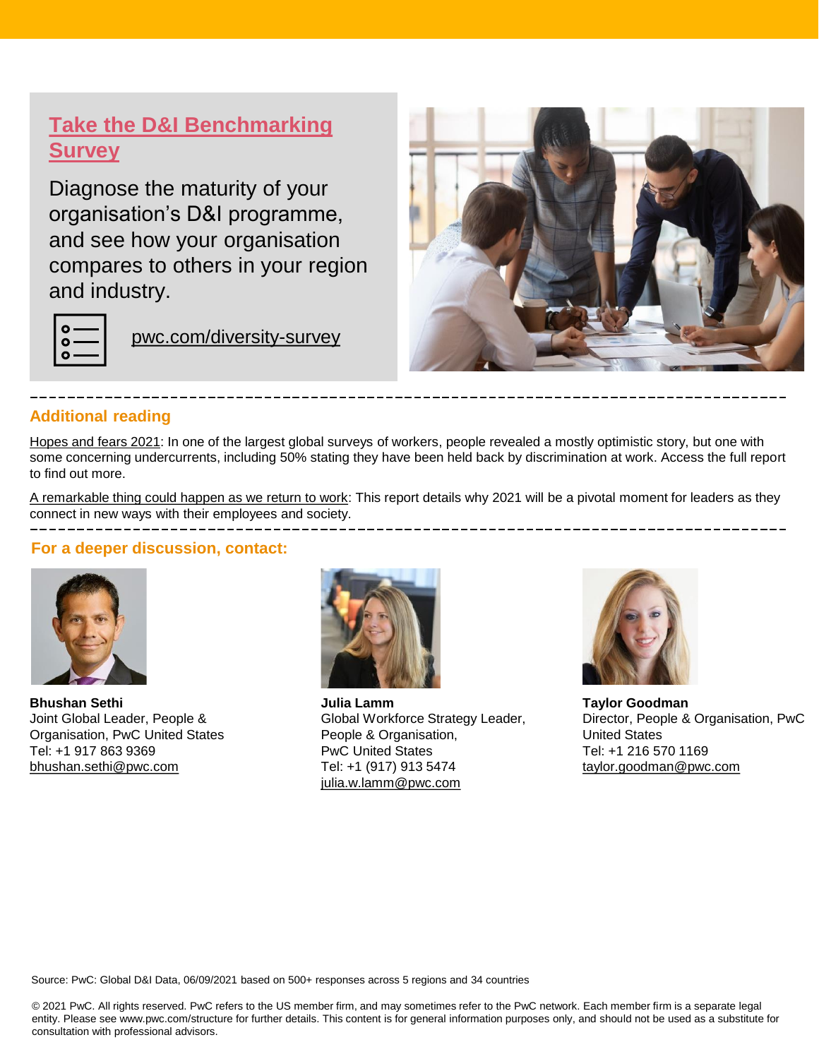## Take the D&I Benchmarking Survey

Diagnose the maturity of your organisation's D&I programme, and see how your organisation compares to others in your region and industry.

pwc.com/diversity-survey

### Additional reading

Hopes and fears 2021: In one of the largest global surveys of workers, people revealed a mostly optimistic story, but one with some concerning undercurrents, including 50% stating they have been held back by discrimination at work. Access the full report to find out more.

A remarkable thing could happen as we return to work: This report details why 2021 will be a pivotal moment for leaders as they connect in new ways with their employees and society.

### For a deeper discussion, contact:

**Bhushan Sethi**
Joint Global Leader, People & Organisation, PwC United States
Tel: +1 917 863 9369
bhushan.sethi@pwc.com

**Julia Lamm**
Global Workforce Strategy Leader, People & Organisation, PwC United States
Tel: +1 (917) 913 5474
julia.w.lamm@pwc.com

**Taylor Goodman**
Director, People & Organisation, PwC United States
Tel: +1 216 570 1169
taylor.goodman@pwc.com

Source: PwC: Global D&I Data, 06/09/2021 based on 500+ responses across 5 regions and 34 countries

© 2021 PwC. All rights reserved. PwC refers to the US member firm, and may sometimes refer to the PwC network. Each member firm is a separate legal entity. Please see www.pwc.com/structure for further details. This content is for general information purposes only, and should not be used as a substitute for consultation with professional advisors.